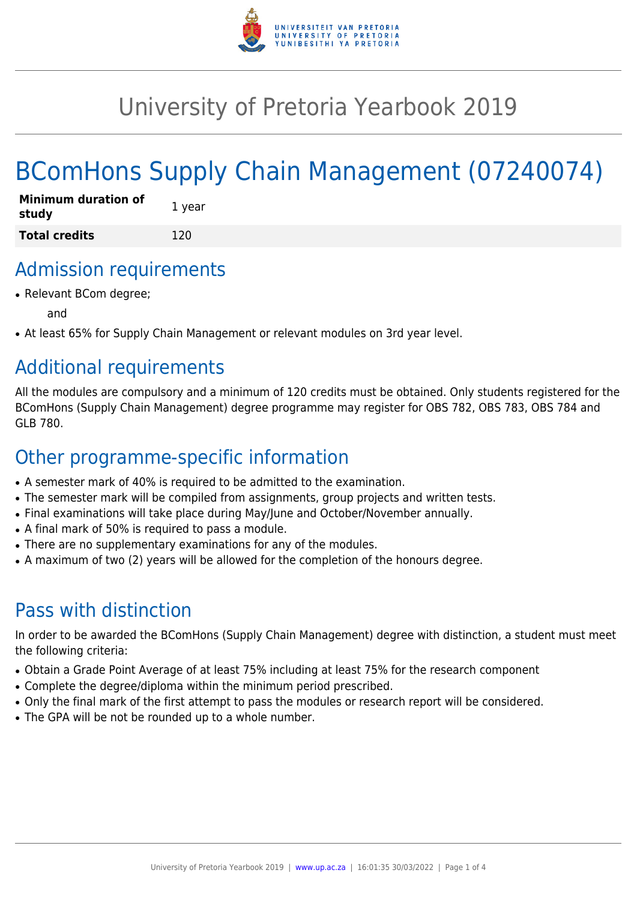# University of Pretoria Yearbook 2019

# BComHons Supply Chain Management (07240074)

| **Minimum duration of study** | 1 year |
| --- | --- |
| **Total credits** | 120 |

## Admission requirements

- Relevant BCom degree;

  and

- At least 65% for Supply Chain Management or relevant modules on 3rd year level.

## Additional requirements

All the modules are compulsory and a minimum of 120 credits must be obtained. Only students registered for the BComHons (Supply Chain Management) degree programme may register for OBS 782, OBS 783, OBS 784 and GLB 780.

## Other programme-specific information

- A semester mark of 40% is required to be admitted to the examination.
- The semester mark will be compiled from assignments, group projects and written tests.
- Final examinations will take place during May/June and October/November annually.
- A final mark of 50% is required to pass a module.
- There are no supplementary examinations for any of the modules.
- A maximum of two (2) years will be allowed for the completion of the honours degree.

## Pass with distinction

In order to be awarded the BComHons (Supply Chain Management) degree with distinction, a student must meet the following criteria:

- Obtain a Grade Point Average of at least 75% including at least 75% for the research component
- Complete the degree/diploma within the minimum period prescribed.
- Only the final mark of the first attempt to pass the modules or research report will be considered.
- The GPA will be not be rounded up to a whole number.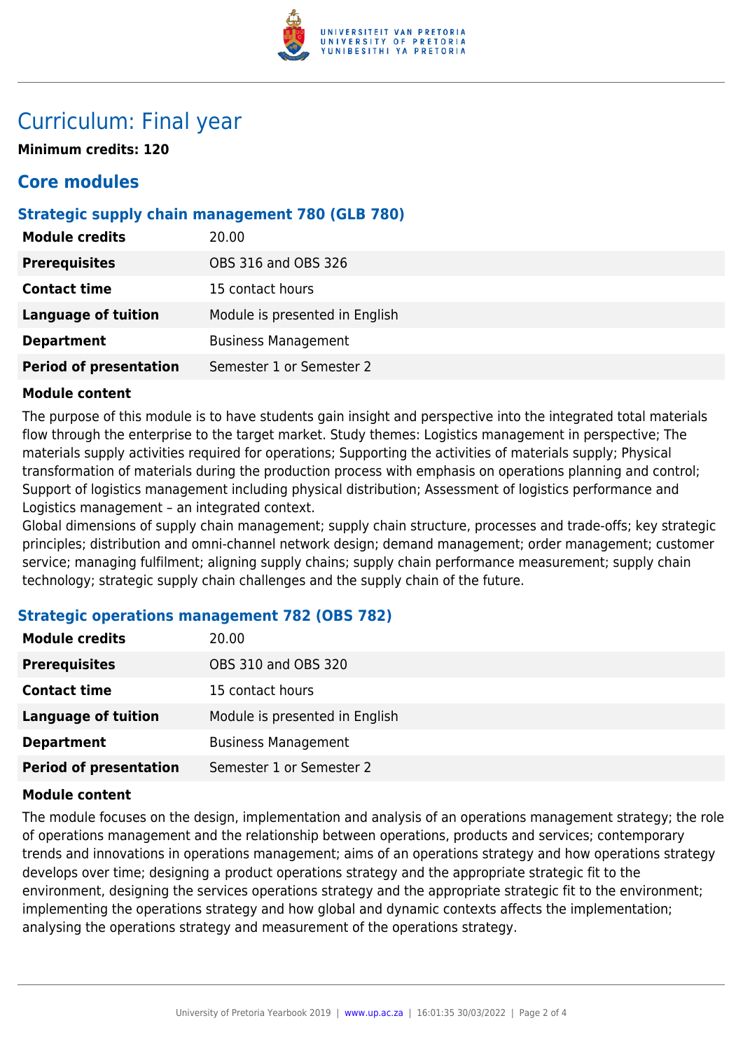# Curriculum: Final year

**Minimum credits: 120**

## Core modules

### Strategic supply chain management 780 (GLB 780)

| | |
|---|---|
| **Module credits** | 20.00 |
| **Prerequisites** | OBS 316 and OBS 326 |
| **Contact time** | 15 contact hours |
| **Language of tuition** | Module is presented in English |
| **Department** | Business Management |
| **Period of presentation** | Semester 1 or Semester 2 |

**Module content**

The purpose of this module is to have students gain insight and perspective into the integrated total materials flow through the enterprise to the target market. Study themes: Logistics management in perspective; The materials supply activities required for operations; Supporting the activities of materials supply; Physical transformation of materials during the production process with emphasis on operations planning and control; Support of logistics management including physical distribution; Assessment of logistics performance and Logistics management – an integrated context.
Global dimensions of supply chain management; supply chain structure, processes and trade-offs; key strategic principles; distribution and omni-channel network design; demand management; order management; customer service; managing fulfilment; aligning supply chains; supply chain performance measurement; supply chain technology; strategic supply chain challenges and the supply chain of the future.

### Strategic operations management 782 (OBS 782)

| | |
|---|---|
| **Module credits** | 20.00 |
| **Prerequisites** | OBS 310 and OBS 320 |
| **Contact time** | 15 contact hours |
| **Language of tuition** | Module is presented in English |
| **Department** | Business Management |
| **Period of presentation** | Semester 1 or Semester 2 |

**Module content**

The module focuses on the design, implementation and analysis of an operations management strategy; the role of operations management and the relationship between operations, products and services; contemporary trends and innovations in operations management; aims of an operations strategy and how operations strategy develops over time; designing a product operations strategy and the appropriate strategic fit to the environment, designing the services operations strategy and the appropriate strategic fit to the environment; implementing the operations strategy and how global and dynamic contexts affects the implementation; analysing the operations strategy and measurement of the operations strategy.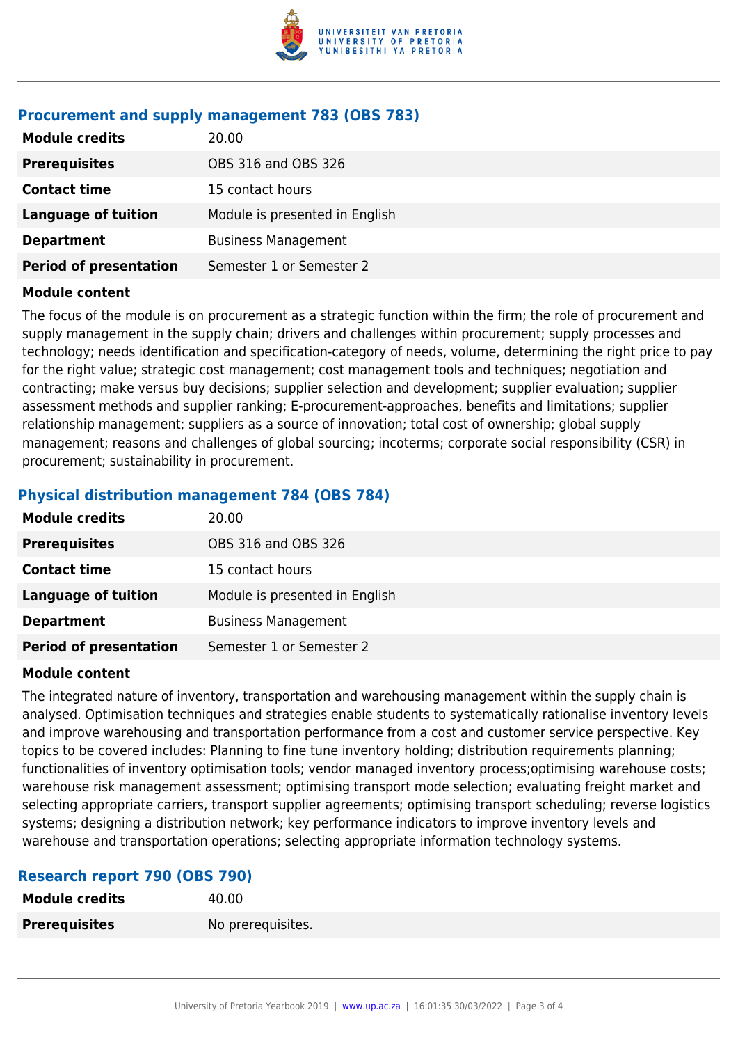### Procurement and supply management 783 (OBS 783)

| | |
|---|---|
| **Module credits** | 20.00 |
| **Prerequisites** | OBS 316 and OBS 326 |
| **Contact time** | 15 contact hours |
| **Language of tuition** | Module is presented in English |
| **Department** | Business Management |
| **Period of presentation** | Semester 1 or Semester 2 |

**Module content**

The focus of the module is on procurement as a strategic function within the firm; the role of procurement and supply management in the supply chain; drivers and challenges within procurement; supply processes and technology; needs identification and specification-category of needs, volume, determining the right price to pay for the right value; strategic cost management; cost management tools and techniques; negotiation and contracting; make versus buy decisions; supplier selection and development; supplier evaluation; supplier assessment methods and supplier ranking; E-procurement-approaches, benefits and limitations; supplier relationship management; suppliers as a source of innovation; total cost of ownership; global supply management; reasons and challenges of global sourcing; incoterms; corporate social responsibility (CSR) in procurement; sustainability in procurement.

### Physical distribution management 784 (OBS 784)

| | |
|---|---|
| **Module credits** | 20.00 |
| **Prerequisites** | OBS 316 and OBS 326 |
| **Contact time** | 15 contact hours |
| **Language of tuition** | Module is presented in English |
| **Department** | Business Management |
| **Period of presentation** | Semester 1 or Semester 2 |

**Module content**

The integrated nature of inventory, transportation and warehousing management within the supply chain is analysed. Optimisation techniques and strategies enable students to systematically rationalise inventory levels and improve warehousing and transportation performance from a cost and customer service perspective. Key topics to be covered includes: Planning to fine tune inventory holding; distribution requirements planning; functionalities of inventory optimisation tools; vendor managed inventory process;optimising warehouse costs; warehouse risk management assessment; optimising transport mode selection; evaluating freight market and selecting appropriate carriers, transport supplier agreements; optimising transport scheduling; reverse logistics systems; designing a distribution network; key performance indicators to improve inventory levels and warehouse and transportation operations; selecting appropriate information technology systems.

### Research report 790 (OBS 790)

| | |
|---|---|
| **Module credits** | 40.00 |
| **Prerequisites** | No prerequisites. |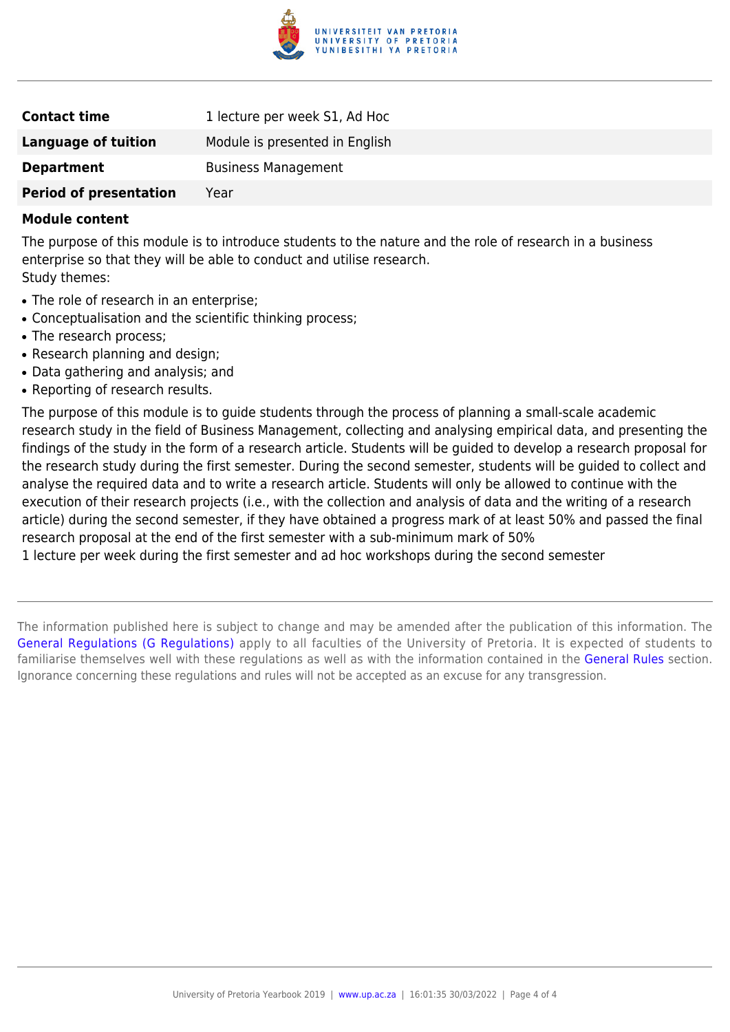| | |
|---|---|
| **Contact time** | 1 lecture per week S1, Ad Hoc |
| **Language of tuition** | Module is presented in English |
| **Department** | Business Management |
| **Period of presentation** | Year |

**Module content**

The purpose of this module is to introduce students to the nature and the role of research in a business enterprise so that they will be able to conduct and utilise research.
Study themes:

- The role of research in an enterprise;
- Conceptualisation and the scientific thinking process;
- The research process;
- Research planning and design;
- Data gathering and analysis; and
- Reporting of research results.

The purpose of this module is to guide students through the process of planning a small-scale academic research study in the field of Business Management, collecting and analysing empirical data, and presenting the findings of the study in the form of a research article. Students will be guided to develop a research proposal for the research study during the first semester. During the second semester, students will be guided to collect and analyse the required data and to write a research article. Students will only be allowed to continue with the execution of their research projects (i.e., with the collection and analysis of data and the writing of a research article) during the second semester, if they have obtained a progress mark of at least 50% and passed the final research proposal at the end of the first semester with a sub-minimum mark of 50%
1 lecture per week during the first semester and ad hoc workshops during the second semester

The information published here is subject to change and may be amended after the publication of this information. The General Regulations (G Regulations) apply to all faculties of the University of Pretoria. It is expected of students to familiarise themselves well with these regulations as well as with the information contained in the General Rules section. Ignorance concerning these regulations and rules will not be accepted as an excuse for any transgression.